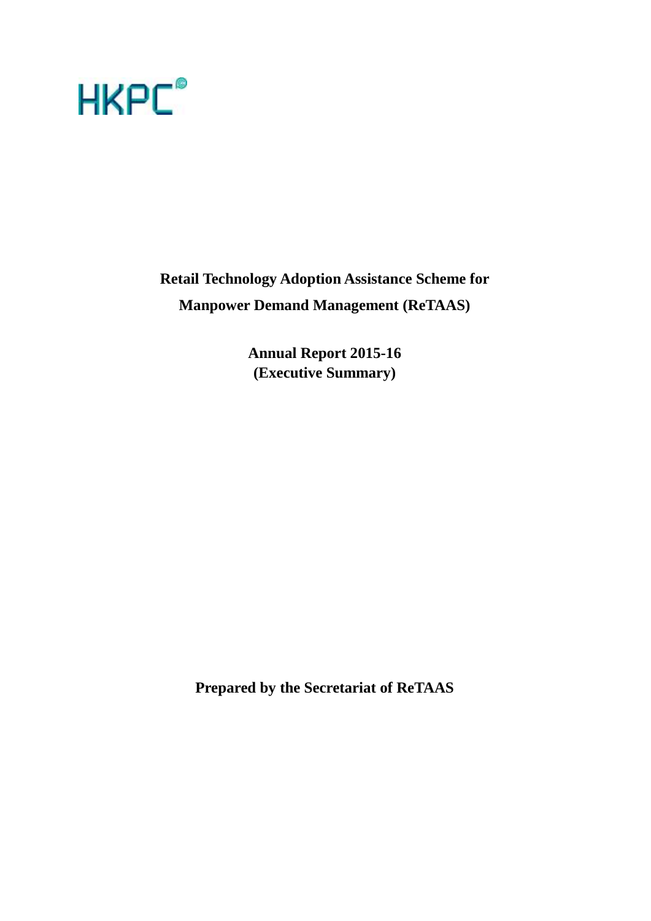HKPC

# Retail Technology Adoption Assistance Scheme for Manpower Demand Management (ReTAAS)

## Annual Report 2015-16
## (Executive Summary)

**Prepared by the Secretariat of ReTAAS**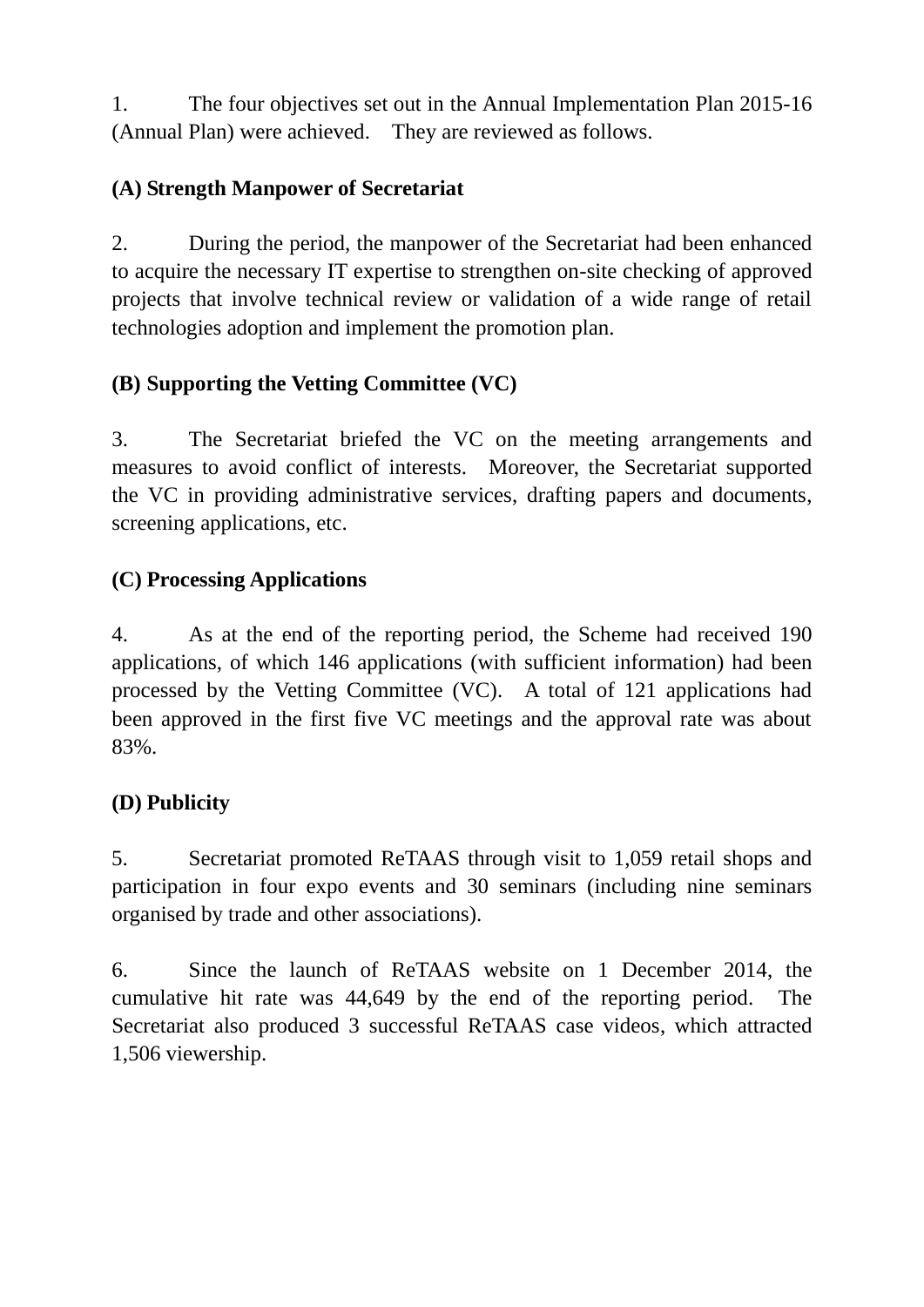1. The four objectives set out in the Annual Implementation Plan 2015-16 (Annual Plan) were achieved. They are reviewed as follows.

**(A) Strength Manpower of Secretariat**

2. During the period, the manpower of the Secretariat had been enhanced to acquire the necessary IT expertise to strengthen on-site checking of approved projects that involve technical review or validation of a wide range of retail technologies adoption and implement the promotion plan.

**(B) Supporting the Vetting Committee (VC)**

3. The Secretariat briefed the VC on the meeting arrangements and measures to avoid conflict of interests. Moreover, the Secretariat supported the VC in providing administrative services, drafting papers and documents, screening applications, etc.

**(C) Processing Applications**

4. As at the end of the reporting period, the Scheme had received 190 applications, of which 146 applications (with sufficient information) had been processed by the Vetting Committee (VC). A total of 121 applications had been approved in the first five VC meetings and the approval rate was about 83%.

**(D) Publicity**

5. Secretariat promoted ReTAAS through visit to 1,059 retail shops and participation in four expo events and 30 seminars (including nine seminars organised by trade and other associations).

6. Since the launch of ReTAAS website on 1 December 2014, the cumulative hit rate was 44,649 by the end of the reporting period. The Secretariat also produced 3 successful ReTAAS case videos, which attracted 1,506 viewership.